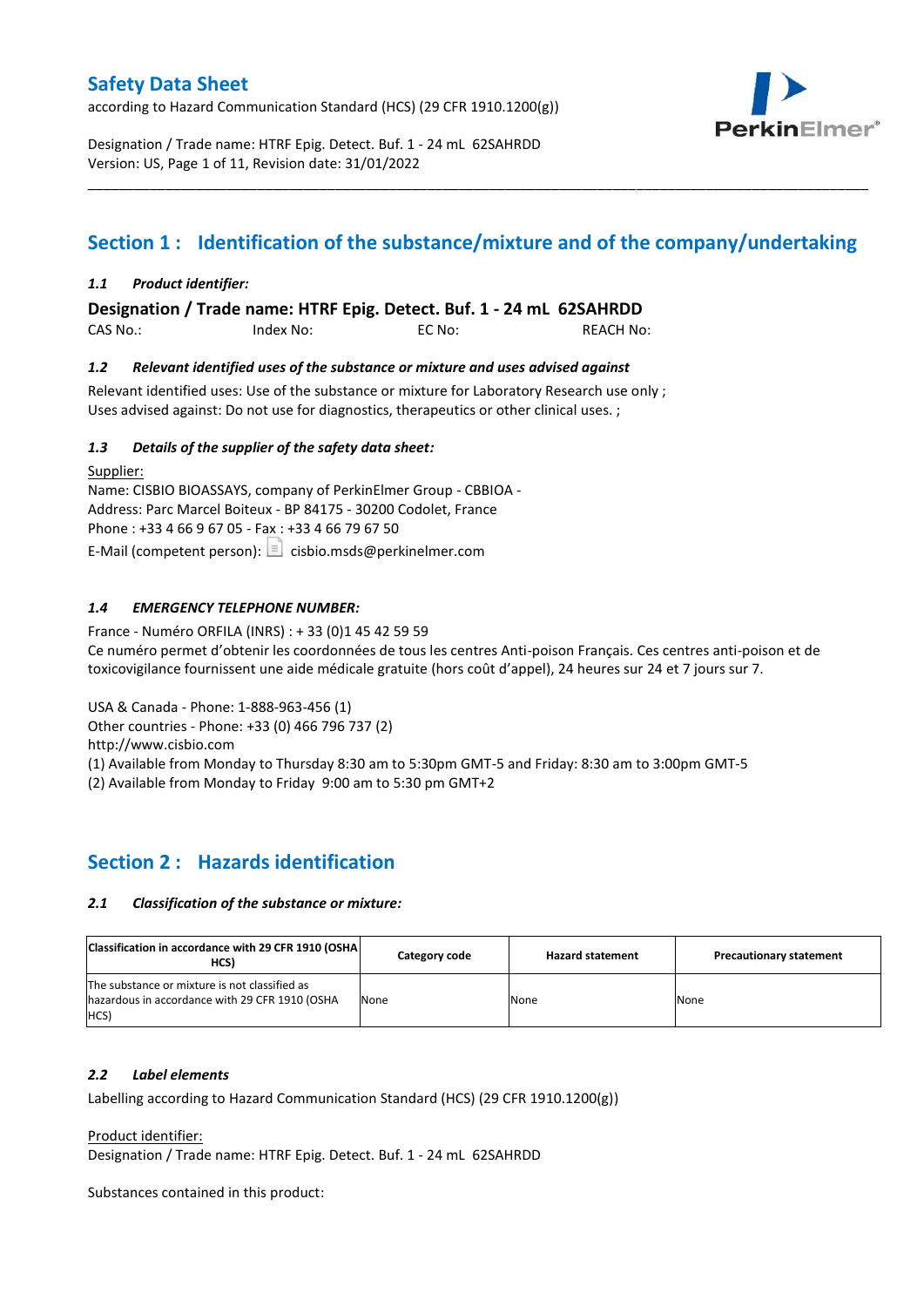# Safety Data Sheet

according to Hazard Communication Standard (HCS) (29 CFR 1910.1200(g))

Designation / Trade name: HTRF Epig. Detect. Buf. 1 - 24 mL 62SAHRDD
Version: US, Page 1 of 11, Revision date: 31/01/2022

---

## Section 1 : Identification of the substance/mixture and of the company/undertaking

### *1.1 Product identifier:*

**Designation / Trade name: HTRF Epig. Detect. Buf. 1 - 24 mL 62SAHRDD**

CAS No.: Index No: EC No: REACH No:

### *1.2 Relevant identified uses of the substance or mixture and uses advised against*

Relevant identified uses: Use of the substance or mixture for Laboratory Research use only ;
Uses advised against: Do not use for diagnostics, therapeutics or other clinical uses. ;

### *1.3 Details of the supplier of the safety data sheet:*

Supplier:
Name: CISBIO BIOASSAYS, company of PerkinElmer Group - CBBIOA -
Address: Parc Marcel Boiteux - BP 84175 - 30200 Codolet, France
Phone : +33 4 66 9 67 05 - Fax : +33 4 66 79 67 50
E-Mail (competent person): cisbio.msds@perkinelmer.com

### *1.4 EMERGENCY TELEPHONE NUMBER:*

France - Numéro ORFILA (INRS) : + 33 (0)1 45 42 59 59
Ce numéro permet d'obtenir les coordonnées de tous les centres Anti-poison Français. Ces centres anti-poison et de toxicovigilance fournissent une aide médicale gratuite (hors coût d'appel), 24 heures sur 24 et 7 jours sur 7.

USA & Canada - Phone: 1-888-963-456 (1)
Other countries - Phone: +33 (0) 466 796 737 (2)
http://www.cisbio.com
(1) Available from Monday to Thursday 8:30 am to 5:30pm GMT-5 and Friday: 8:30 am to 3:00pm GMT-5
(2) Available from Monday to Friday 9:00 am to 5:30 pm GMT+2

## Section 2 : Hazards identification

### *2.1 Classification of the substance or mixture:*

| Classification in accordance with 29 CFR 1910 (OSHA HCS) | Category code | Hazard statement | Precautionary statement |
|---|---|---|---|
| The substance or mixture is not classified as hazardous in accordance with 29 CFR 1910 (OSHA HCS) | None | None | None |

### *2.2 Label elements*

Labelling according to Hazard Communication Standard (HCS) (29 CFR 1910.1200(g))

Product identifier:
Designation / Trade name: HTRF Epig. Detect. Buf. 1 - 24 mL 62SAHRDD

Substances contained in this product: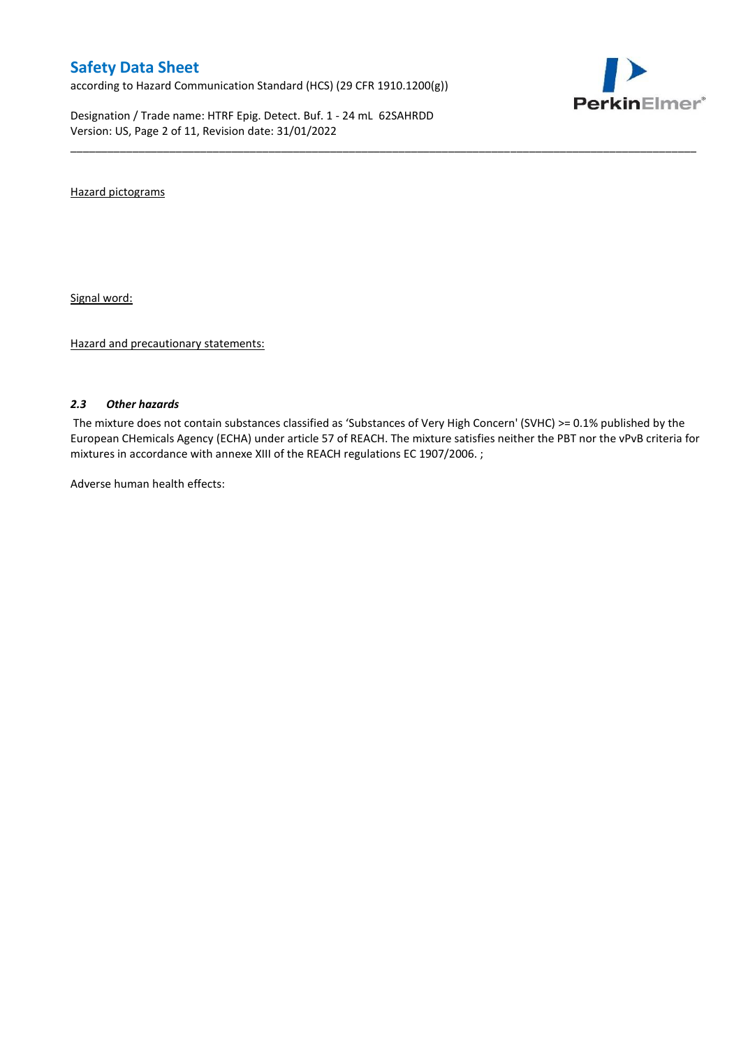Hazard pictograms

Signal word:

Hazard and precautionary statements:

### *2.3 Other hazards*

The mixture does not contain substances classified as 'Substances of Very High Concern' (SVHC) >= 0.1% published by the European CHemicals Agency (ECHA) under article 57 of REACH. The mixture satisfies neither the PBT nor the vPvB criteria for mixtures in accordance with annexe XIII of the REACH regulations EC 1907/2006. ;

Adverse human health effects: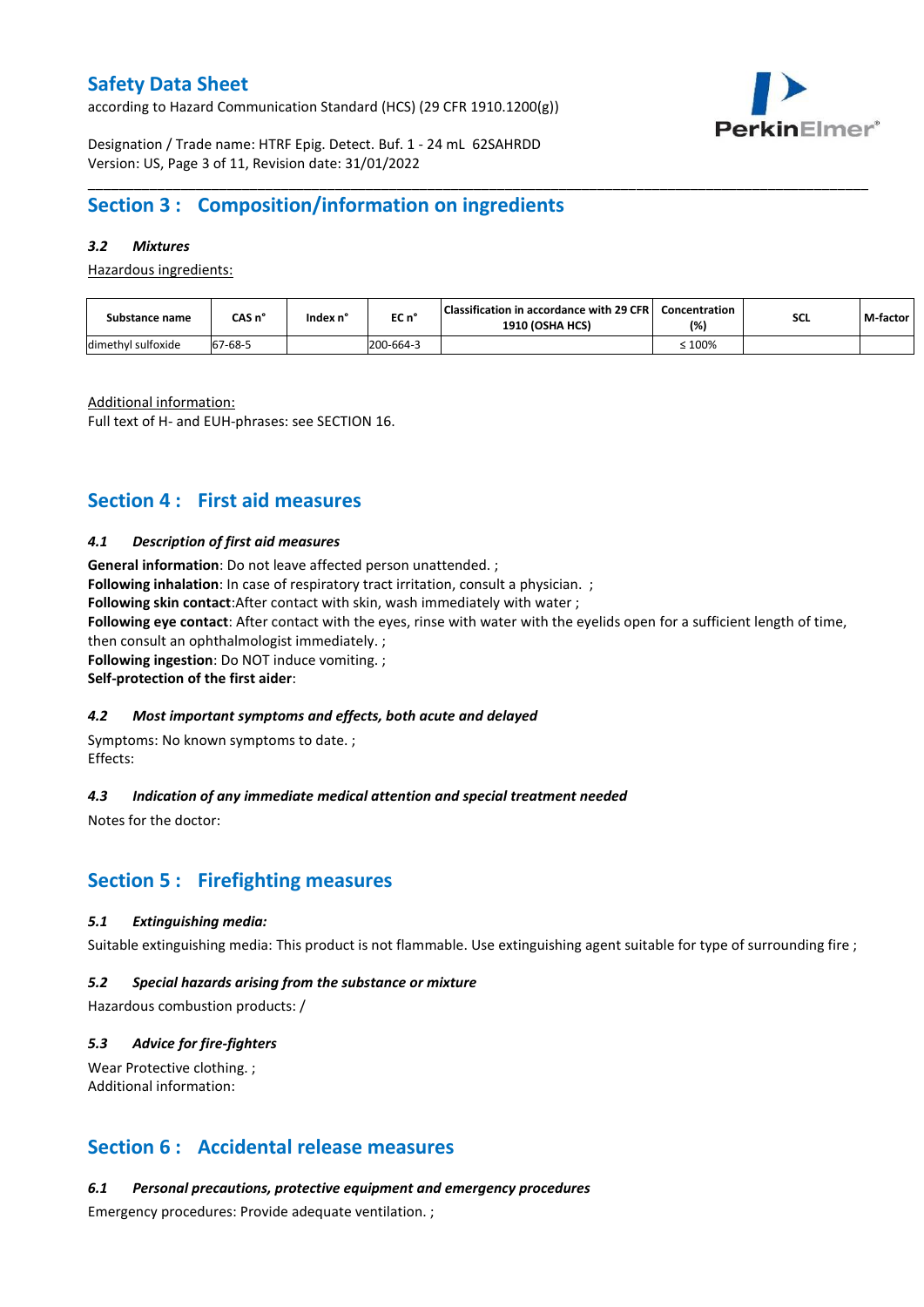## Section 3 : Composition/information on ingredients

### *3.2 Mixtures*

Hazardous ingredients:

| Substance name | CAS n° | Index n° | EC n° | Classification in accordance with 29 CFR 1910 (OSHA HCS) | Concentration (%) | SCL | M-factor |
|---|---|---|---|---|---|---|---|
| dimethyl sulfoxide | 67-68-5 | | 200-664-3 | | ≤ 100% | | |

Additional information:
Full text of H- and EUH-phrases: see SECTION 16.

## Section 4 : First aid measures

### *4.1 Description of first aid measures*

**General information**: Do not leave affected person unattended. ;
**Following inhalation**: In case of respiratory tract irritation, consult a physician. ;
**Following skin contact**:After contact with skin, wash immediately with water ;
**Following eye contact**: After contact with the eyes, rinse with water with the eyelids open for a sufficient length of time, then consult an ophthalmologist immediately. ;
**Following ingestion**: Do NOT induce vomiting. ;
**Self-protection of the first aider**:

### *4.2 Most important symptoms and effects, both acute and delayed*

Symptoms: No known symptoms to date. ;
Effects:

### *4.3 Indication of any immediate medical attention and special treatment needed*

Notes for the doctor:

## Section 5 : Firefighting measures

### *5.1 Extinguishing media:*

Suitable extinguishing media: This product is not flammable. Use extinguishing agent suitable for type of surrounding fire ;

### *5.2 Special hazards arising from the substance or mixture*

Hazardous combustion products: /

### *5.3 Advice for fire-fighters*

Wear Protective clothing. ;
Additional information:

## Section 6 : Accidental release measures

### *6.1 Personal precautions, protective equipment and emergency procedures*

Emergency procedures: Provide adequate ventilation. ;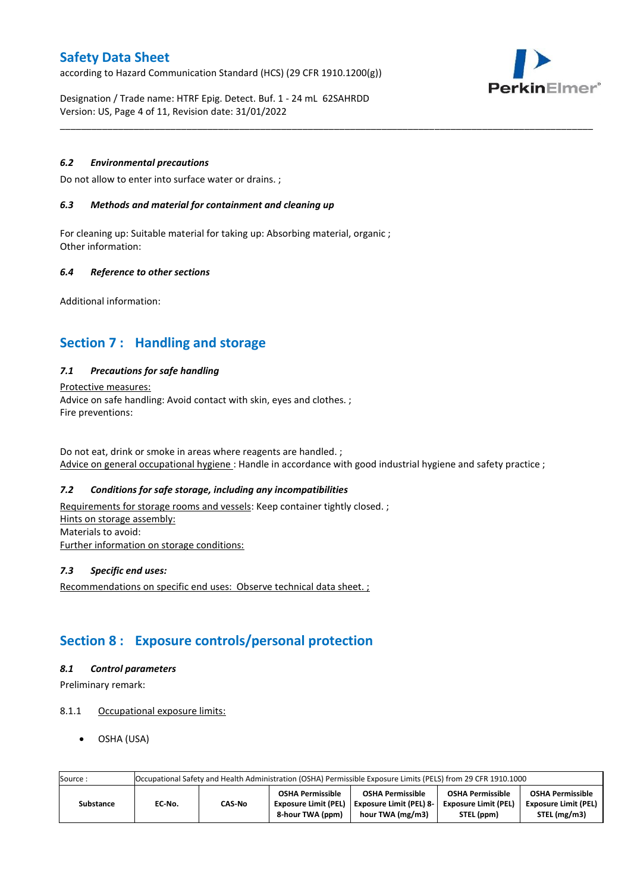### 6.2 Environmental precautions

Do not allow to enter into surface water or drains. ;

### 6.3 Methods and material for containment and cleaning up

For cleaning up: Suitable material for taking up: Absorbing material, organic ;
Other information:

### 6.4 Reference to other sections

Additional information:

## Section 7 : Handling and storage

### 7.1 Precautions for safe handling

Protective measures:
Advice on safe handling: Avoid contact with skin, eyes and clothes. ;
Fire preventions:

Do not eat, drink or smoke in areas where reagents are handled. ;
Advice on general occupational hygiene : Handle in accordance with good industrial hygiene and safety practice ;

### 7.2 Conditions for safe storage, including any incompatibilities

Requirements for storage rooms and vessels: Keep container tightly closed. ;
Hints on storage assembly:
Materials to avoid:
Further information on storage conditions:

### 7.3 Specific end uses:

Recommendations on specific end uses: Observe technical data sheet. ;

## Section 8 : Exposure controls/personal protection

### 8.1 Control parameters

Preliminary remark:

8.1.1 Occupational exposure limits:

- OSHA (USA)

| Source : | Occupational Safety and Health Administration (OSHA) Permissible Exposure Limits (PELS) from 29 CFR 1910.1000 | | | | | | |
|---|---|---|---|---|---|---|---|
| **Substance** | **EC-No.** | **CAS-No** | **OSHA Permissible Exposure Limit (PEL) 8-hour TWA (ppm)** | **OSHA Permissible Exposure Limit (PEL) 8-hour TWA (mg/m3)** | **OSHA Permissible Exposure Limit (PEL) STEL (ppm)** | **OSHA Permissible Exposure Limit (PEL) STEL (mg/m3)** | |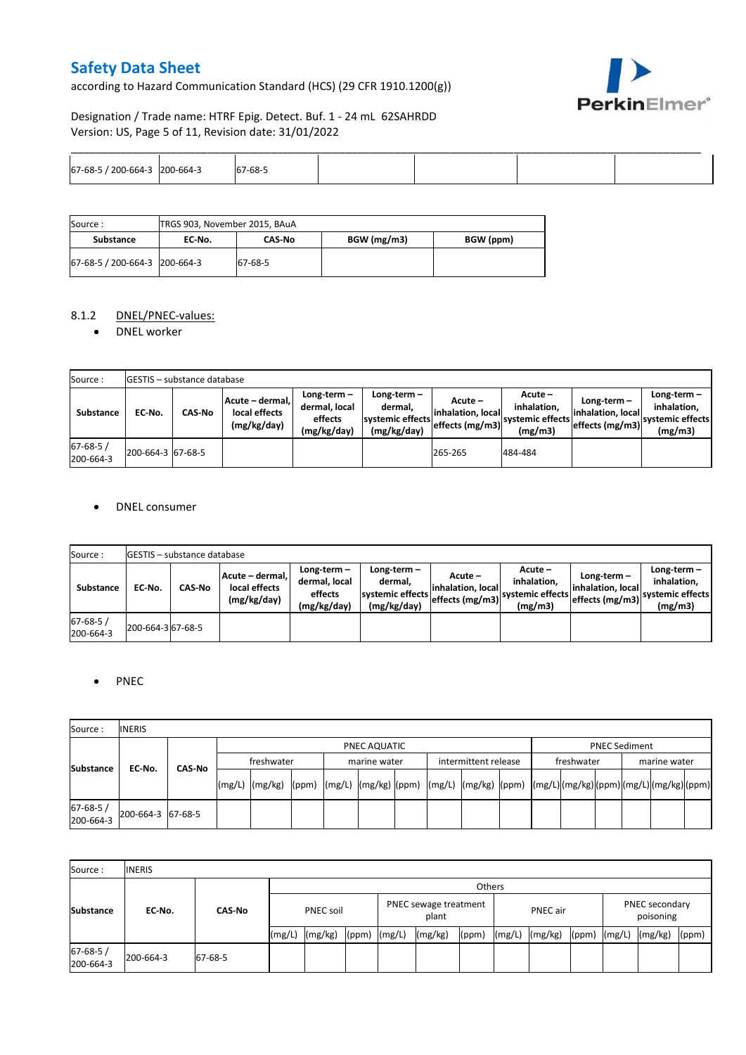| 67-68-5 / 200-664-3 | 200-664-3 | 67-68-5 | | | | | |
|---|---|---|---|---|---|---|---|

| Source : | TRGS 903, November 2015, BAuA | | | |
|---|---|---|---|---|
| **Substance** | **EC-No.** | **CAS-No** | **BGW (mg/m3)** | **BGW (ppm)** |
| 67-68-5 / 200-664-3 | 200-664-3 | 67-68-5 | | |

8.1.2 DNEL/PNEC-values:

- DNEL worker

| Source : | GESTIS – substance database | | | | | | | | |
|---|---|---|---|---|---|---|---|---|---|
| **Substance** | **EC-No.** | **CAS-No** | **Acute – dermal, local effects (mg/kg/day)** | **Long-term – dermal, local effects (mg/kg/day)** | **Long-term – dermal, systemic effects (mg/kg/day)** | **Acute – inhalation, local effects (mg/m3)** | **Acute – inhalation, systemic effects (mg/m3)** | **Long-term – inhalation, local effects (mg/m3)** | **Long-term – inhalation, systemic effects (mg/m3)** |
| 67-68-5 / 200-664-3 | 200-664-3 | 67-68-5 | | | | 265-265 | 484-484 | | |

- DNEL consumer

| Source : | GESTIS – substance database | | | | | | | | |
|---|---|---|---|---|---|---|---|---|---|
| **Substance** | **EC-No.** | **CAS-No** | **Acute – dermal, local effects (mg/kg/day)** | **Long-term – dermal, local effects (mg/kg/day)** | **Long-term – dermal, systemic effects (mg/kg/day)** | **Acute – inhalation, local effects (mg/m3)** | **Acute – inhalation, systemic effects (mg/m3)** | **Long-term – inhalation, local effects (mg/m3)** | **Long-term – inhalation, systemic effects (mg/m3)** |
| 67-68-5 / 200-664-3 | 200-664-3 | 67-68-5 | | | | | | | |

- PNEC

| Source : | INERIS | | | | | | | | | | | | | | | | | | |
|---|---|---|---|---|---|---|---|---|---|---|---|---|---|---|---|---|---|---|---|
| **Substance** | **EC-No.** | **CAS-No** | PNEC AQUATIC | | | | | | | | | PNEC Sediment | | | | | |
| | | | freshwater | | | marine water | | | intermittent release | | | freshwater | | | marine water | | |
| | | | (mg/L) | (mg/kg) | (ppm) | (mg/L) | (mg/kg) | (ppm) | (mg/L) | (mg/kg) | (ppm) | (mg/L) | (mg/kg) | (ppm) | (mg/L) | (mg/kg) | (ppm) |
| 67-68-5 / 200-664-3 | 200-664-3 | 67-68-5 | | | | | | | | | | | | | | | |

| Source : | INERIS | | | | | | | | | | | | | | |
|---|---|---|---|---|---|---|---|---|---|---|---|---|---|---|---|
| **Substance** | **EC-No.** | **CAS-No** | Others | | | | | | | | | | | | |
| | | | PNEC soil | | | PNEC sewage treatment plant | | | PNEC air | | | PNEC secondary poisoning | | |
| | | | (mg/L) | (mg/kg) | (ppm) | (mg/L) | (mg/kg) | (ppm) | (mg/L) | (mg/kg) | (ppm) | (mg/L) | (mg/kg) | (ppm) |
| 67-68-5 / 200-664-3 | 200-664-3 | 67-68-5 | | | | | | | | | | | | |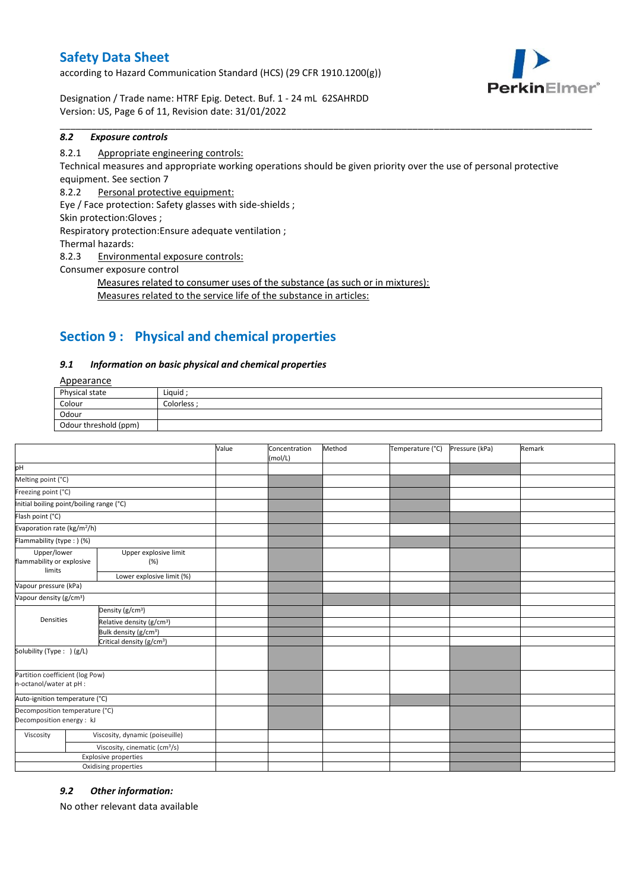### 8.2 Exposure controls

8.2.1 Appropriate engineering controls:

Technical measures and appropriate working operations should be given priority over the use of personal protective equipment. See section 7

8.2.2 Personal protective equipment:

Eye / Face protection: Safety glasses with side-shields ;

Skin protection:Gloves ;

Respiratory protection:Ensure adequate ventilation ;

Thermal hazards:

8.2.3 Environmental exposure controls:

Consumer exposure control

Measures related to consumer uses of the substance (as such or in mixtures):

Measures related to the service life of the substance in articles:

## Section 9 : Physical and chemical properties

### 9.1 Information on basic physical and chemical properties

Appearance

| | |
|---|---|
| Physical state | Liquid ; |
| Colour | Colorless ; |
| Odour | |
| Odour threshold (ppm) | |

| | | Value | Concentration (mol/L) | Method | Temperature (°C) | Pressure (kPa) | Remark |
|---|---|---|---|---|---|---|---|
| pH | | | | | | | |
| Melting point (°C) | | | | | | | |
| Freezing point (°C) | | | | | | | |
| Initial boiling point/boiling range (°C) | | | | | | | |
| Flash point (°C) | | | | | | | |
| Evaporation rate ($kg/m^2/h$) | | | | | | | |
| Flammability (type : ) (%) | | | | | | | |
| Upper/lower flammability or explosive limits | Upper explosive limit (%) | | | | | | |
| | Lower explosive limit (%) | | | | | | |
| Vapour pressure (kPa) | | | | | | | |
| Vapour density ($g/cm^3$) | | | | | | | |
| Densities | Density ($g/cm^3$) | | | | | | |
| | Relative density ($g/cm^3$) | | | | | | |
| | Bulk density ($g/cm^3$) | | | | | | |
| | Critical density ($g/cm^3$) | | | | | | |
| Solubility (Type : ) (g/L) | | | | | | | |
| Partition coefficient (log Pow) n-octanol/water at pH : | | | | | | | |
| Auto-ignition temperature (°C) | | | | | | | |
| Decomposition temperature (°C) Decomposition energy : kJ | | | | | | | |
| Viscosity | Viscosity, dynamic (poiseuille) | | | | | | |
| | Viscosity, cinematic ($cm^3/s$) | | | | | | |
| Explosive properties | | | | | | | |
| Oxidising properties | | | | | | | |

### 9.2 Other information:

No other relevant data available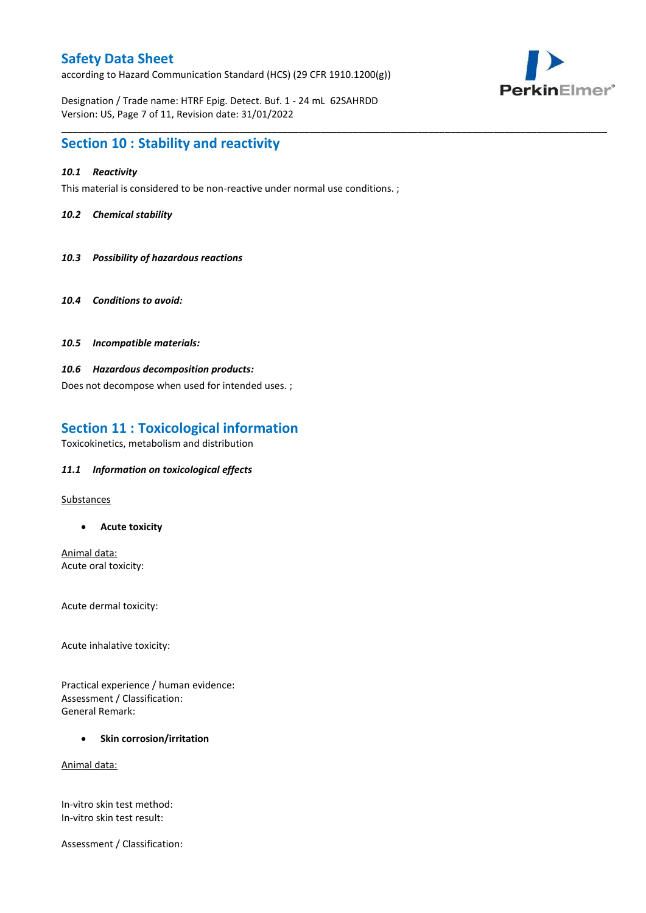## Section 10 : Stability and reactivity

***10.1 Reactivity***

This material is considered to be non-reactive under normal use conditions. ;

***10.2 Chemical stability***

***10.3 Possibility of hazardous reactions***

***10.4 Conditions to avoid:***

***10.5 Incompatible materials:***

***10.6 Hazardous decomposition products:***

Does not decompose when used for intended uses. ;

## Section 11 : Toxicological information

Toxicokinetics, metabolism and distribution

***11.1 Information on toxicological effects***

Substances

- **Acute toxicity**

Animal data:
Acute oral toxicity:

Acute dermal toxicity:

Acute inhalative toxicity:

Practical experience / human evidence:
Assessment / Classification:
General Remark:

- **Skin corrosion/irritation**

Animal data:

In-vitro skin test method:
In-vitro skin test result:

Assessment / Classification: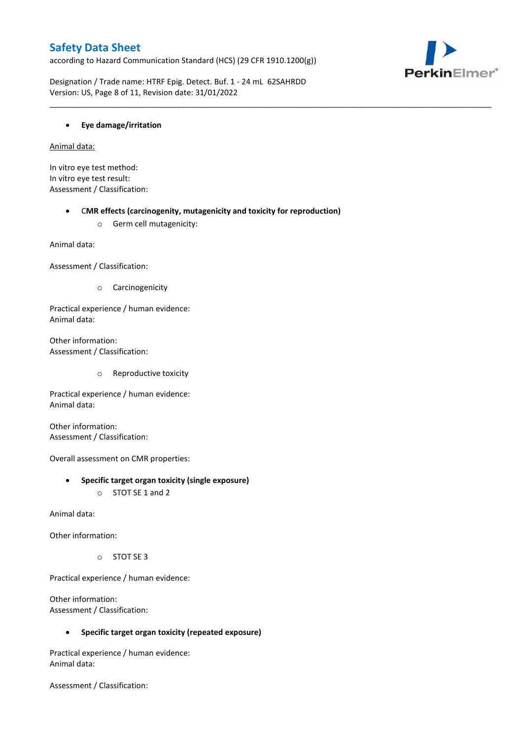- **Eye damage/irritation**

Animal data:

In vitro eye test method:
In vitro eye test result:
Assessment / Classification:

- **CMR effects (carcinogenity, mutagenicity and toxicity for reproduction)**
    - Germ cell mutagenicity:

Animal data:

Assessment / Classification:

- Carcinogenicity

Practical experience / human evidence:
Animal data:

Other information:
Assessment / Classification:

- Reproductive toxicity

Practical experience / human evidence:
Animal data:

Other information:
Assessment / Classification:

Overall assessment on CMR properties:

- **Specific target organ toxicity (single exposure)**
    - STOT SE 1 and 2

Animal data:

Other information:

- STOT SE 3

Practical experience / human evidence:

Other information:
Assessment / Classification:

- **Specific target organ toxicity (repeated exposure)**

Practical experience / human evidence:
Animal data:

Assessment / Classification: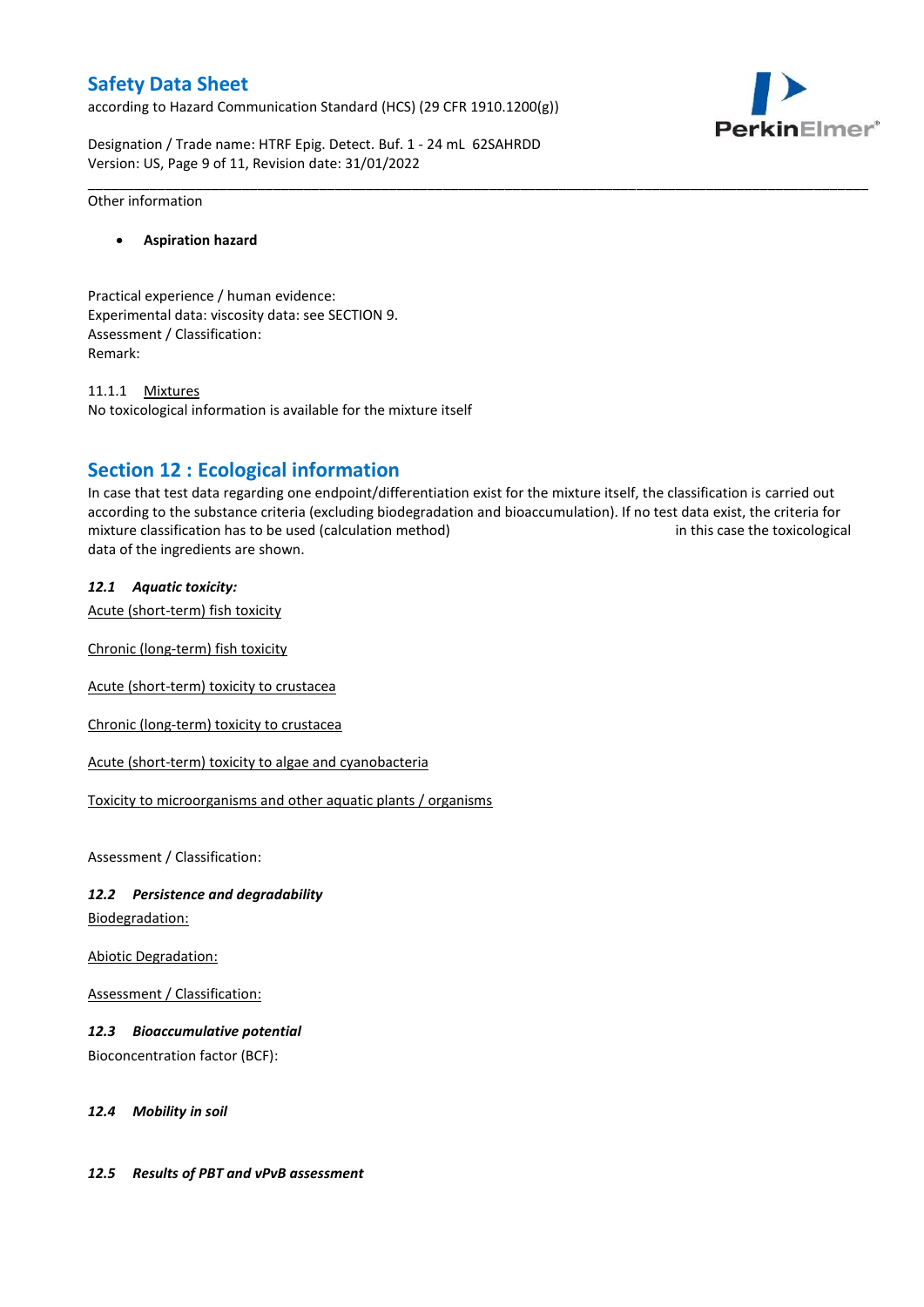Other information

- **Aspiration hazard**

Practical experience / human evidence:
Experimental data: viscosity data: see SECTION 9.
Assessment / Classification:
Remark:

11.1.1 Mixtures
No toxicological information is available for the mixture itself

## Section 12 : Ecological information

In case that test data regarding one endpoint/differentiation exist for the mixture itself, the classification is carried out according to the substance criteria (excluding biodegradation and bioaccumulation). If no test data exist, the criteria for mixture classification has to be used (calculation method) in this case the toxicological data of the ingredients are shown.

### *12.1 Aquatic toxicity:*

Acute (short-term) fish toxicity

Chronic (long-term) fish toxicity

Acute (short-term) toxicity to crustacea

Chronic (long-term) toxicity to crustacea

Acute (short-term) toxicity to algae and cyanobacteria

Toxicity to microorganisms and other aquatic plants / organisms

Assessment / Classification:

### *12.2 Persistence and degradability*

Biodegradation:

Abiotic Degradation:

Assessment / Classification:

### *12.3 Bioaccumulative potential*

Bioconcentration factor (BCF):

### *12.4 Mobility in soil*

### *12.5 Results of PBT and vPvB assessment*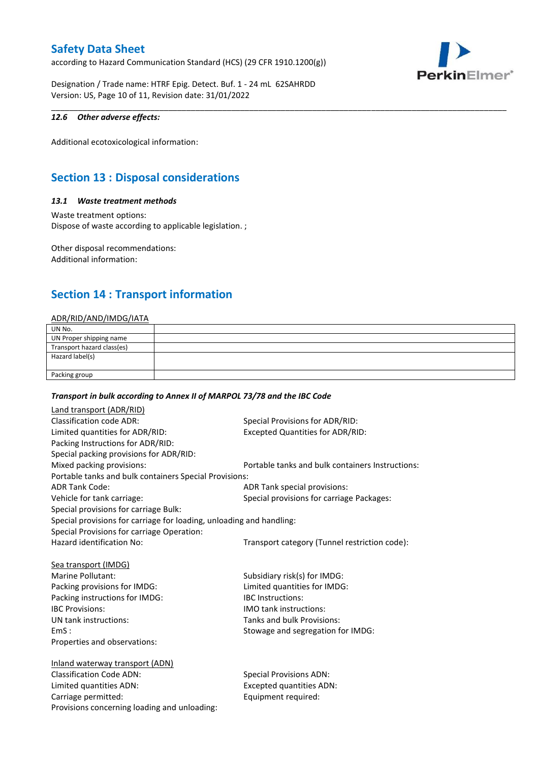### 12.6 *Other adverse effects:*

Additional ecotoxicological information:

## Section 13 : Disposal considerations

### 13.1 *Waste treatment methods*

Waste treatment options:
Dispose of waste according to applicable legislation. ;

Other disposal recommendations:
Additional information:

## Section 14 : Transport information

ADR/RID/AND/IMDG/IATA

| | |
|---|---|
| UN No. | |
| UN Proper shipping name | |
| Transport hazard class(es) | |
| Hazard label(s) | |
| Packing group | |

***Transport in bulk according to Annex II of MARPOL 73/78 and the IBC Code***

Land transport (ADR/RID)

Classification code ADR:
Special Provisions for ADR/RID:
Limited quantities for ADR/RID:
Excepted Quantities for ADR/RID:
Packing Instructions for ADR/RID:
Special packing provisions for ADR/RID:
Mixed packing provisions:
Portable tanks and bulk containers Instructions:
Portable tanks and bulk containers Special Provisions:
ADR Tank Code:
ADR Tank special provisions:
Vehicle for tank carriage:
Special provisions for carriage Packages:
Special provisions for carriage Bulk:
Special provisions for carriage for loading, unloading and handling:
Special Provisions for carriage Operation:
Hazard identification No:
Transport category (Tunnel restriction code):

Sea transport (IMDG)

Marine Pollutant:
Subsidiary risk(s) for IMDG:
Packing provisions for IMDG:
Limited quantities for IMDG:
Packing instructions for IMDG:
IBC Instructions:
IBC Provisions:
IMO tank instructions:
UN tank instructions:
Tanks and bulk Provisions:
EmS :
Stowage and segregation for IMDG:
Properties and observations:

Inland waterway transport (ADN)

Classification Code ADN:
Special Provisions ADN:
Limited quantities ADN:
Excepted quantities ADN:
Carriage permitted:
Equipment required:
Provisions concerning loading and unloading: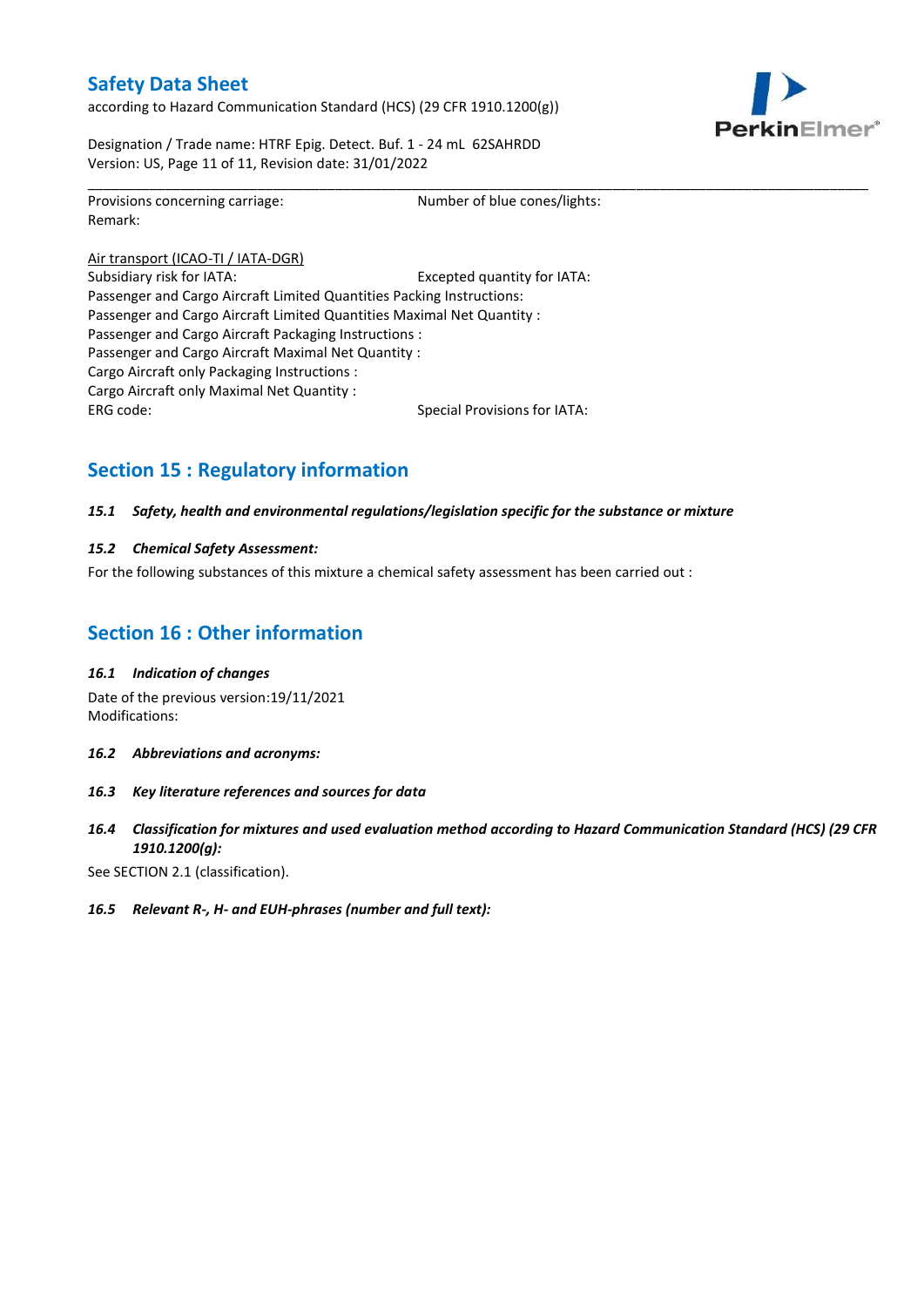Provisions concerning carriage: Number of blue cones/lights:
Remark:

Air transport (ICAO-TI / IATA-DGR)
Subsidiary risk for IATA: Excepted quantity for IATA:
Passenger and Cargo Aircraft Limited Quantities Packing Instructions:
Passenger and Cargo Aircraft Limited Quantities Maximal Net Quantity :
Passenger and Cargo Aircraft Packaging Instructions :
Passenger and Cargo Aircraft Maximal Net Quantity :
Cargo Aircraft only Packaging Instructions :
Cargo Aircraft only Maximal Net Quantity :
ERG code: Special Provisions for IATA:

## Section 15 : Regulatory information

***15.1 Safety, health and environmental regulations/legislation specific for the substance or mixture***

***15.2 Chemical Safety Assessment:***

For the following substances of this mixture a chemical safety assessment has been carried out :

## Section 16 : Other information

***16.1 Indication of changes***

Date of the previous version:19/11/2021
Modifications:

***16.2 Abbreviations and acronyms:***

***16.3 Key literature references and sources for data***

***16.4 Classification for mixtures and used evaluation method according to Hazard Communication Standard (HCS) (29 CFR 1910.1200(g):***

See SECTION 2.1 (classification).

***16.5 Relevant R-, H- and EUH-phrases (number and full text):***